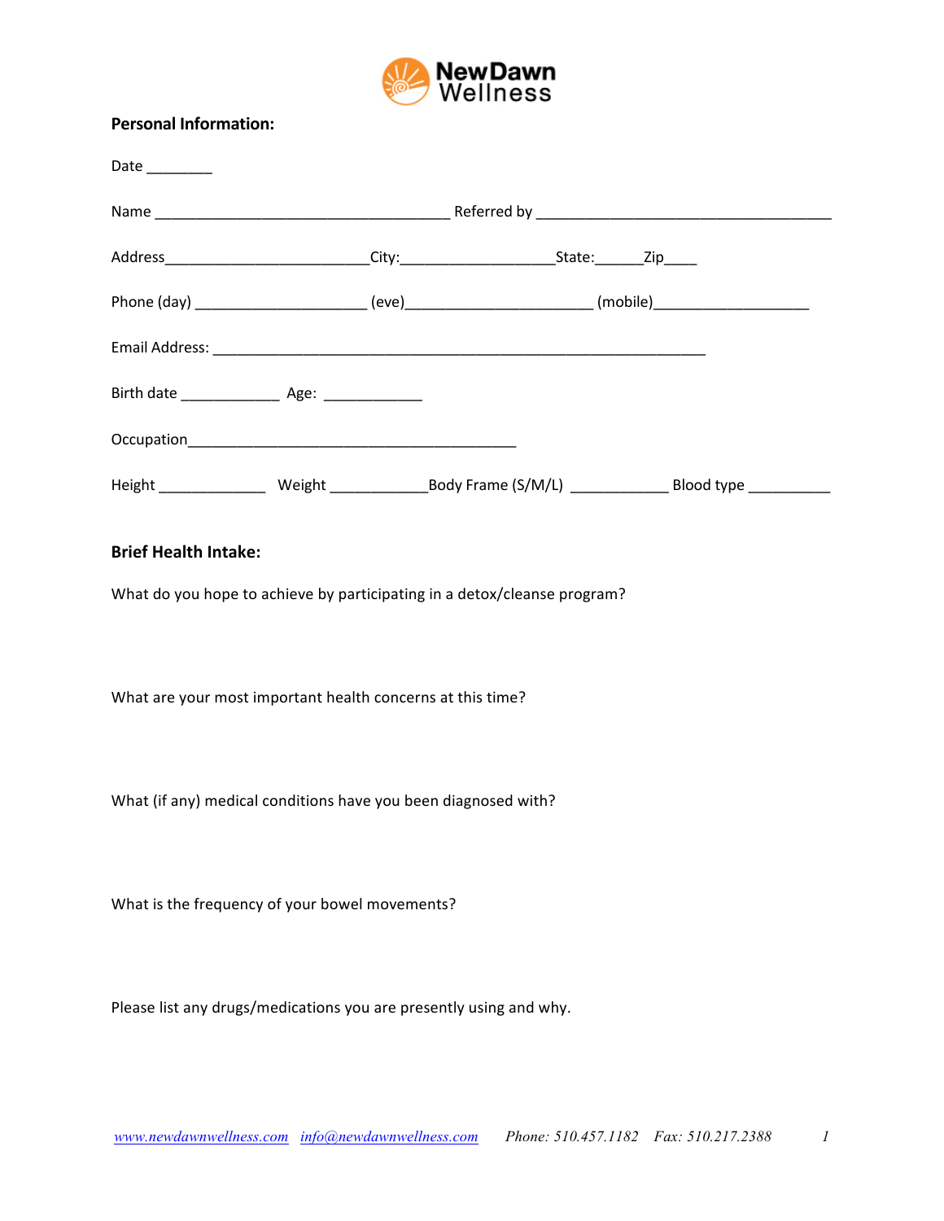NewDawn Wellness

**Personal Information:**

Date ________

Name ____________________________________ Referred by ____________________________________

Address________________________City:__________________State:______Zip____

Phone (day) ____________________ (eve)______________________ (mobile)___________________

Email Address: ____________________________________________________________

Birth date ____________ Age: ____________

Occupation________________________________________

Height _____________ Weight ___________Body Frame (S/M/L) ____________ Blood type __________

**Brief Health Intake:**

What do you hope to achieve by participating in a detox/cleanse program?

What are your most important health concerns at this time?

What (if any) medical conditions have you been diagnosed with?

What is the frequency of your bowel movements?

Please list any drugs/medications you are presently using and why.

*www.newdawnwellness.com* *info@newdawnwellness.com* *Phone: 510.457.1182* *Fax: 510.217.2388*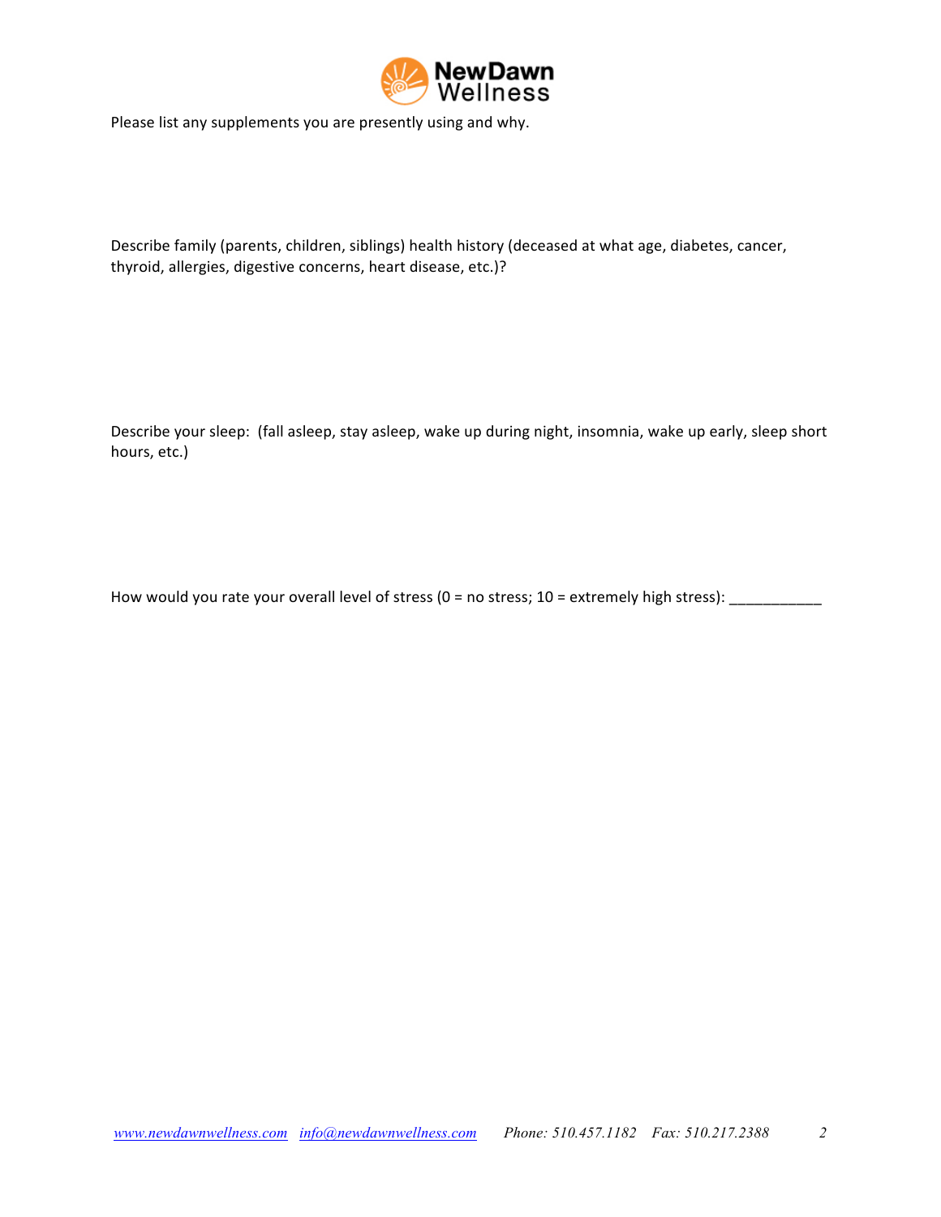Please list any supplements you are presently using and why.

Describe family (parents, children, siblings) health history (deceased at what age, diabetes, cancer, thyroid, allergies, digestive concerns, heart disease, etc.)?

Describe your sleep: (fall asleep, stay asleep, wake up during night, insomnia, wake up early, sleep short hours, etc.)

How would you rate your overall level of stress (0 = no stress; 10 = extremely high stress): ___________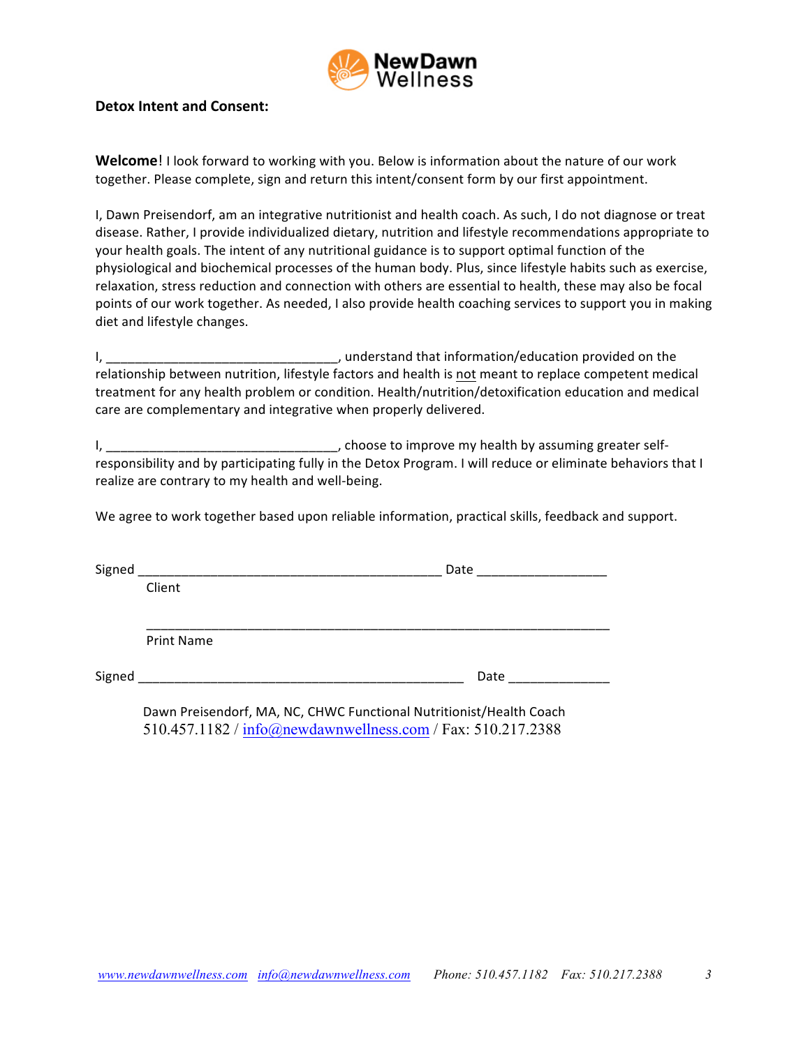NewDawn Wellness

**Detox Intent and Consent:**

**Welcome**! I look forward to working with you. Below is information about the nature of our work together. Please complete, sign and return this intent/consent form by our first appointment.

I, Dawn Preisendorf, am an integrative nutritionist and health coach. As such, I do not diagnose or treat disease. Rather, I provide individualized dietary, nutrition and lifestyle recommendations appropriate to your health goals. The intent of any nutritional guidance is to support optimal function of the physiological and biochemical processes of the human body. Plus, since lifestyle habits such as exercise, relaxation, stress reduction and connection with others are essential to health, these may also be focal points of our work together. As needed, I also provide health coaching services to support you in making diet and lifestyle changes.

I, _________________________________, understand that information/education provided on the relationship between nutrition, lifestyle factors and health is <u>not</u> meant to replace competent medical treatment for any health problem or condition. Health/nutrition/detoxification education and medical care are complementary and integrative when properly delivered.

I, _________________________________, choose to improve my health by assuming greater self-responsibility and by participating fully in the Detox Program. I will reduce or eliminate behaviors that I realize are contrary to my health and well-being.

We agree to work together based upon reliable information, practical skills, feedback and support.

Signed __________________________________________ Date __________________
Client

_________________________________________________________________
Print Name

Signed ______________________________________________ Date ______________

Dawn Preisendorf, MA, NC, CHWC Functional Nutritionist/Health Coach
510.457.1182 / info@newdawnwellness.com / Fax: 510.217.2388